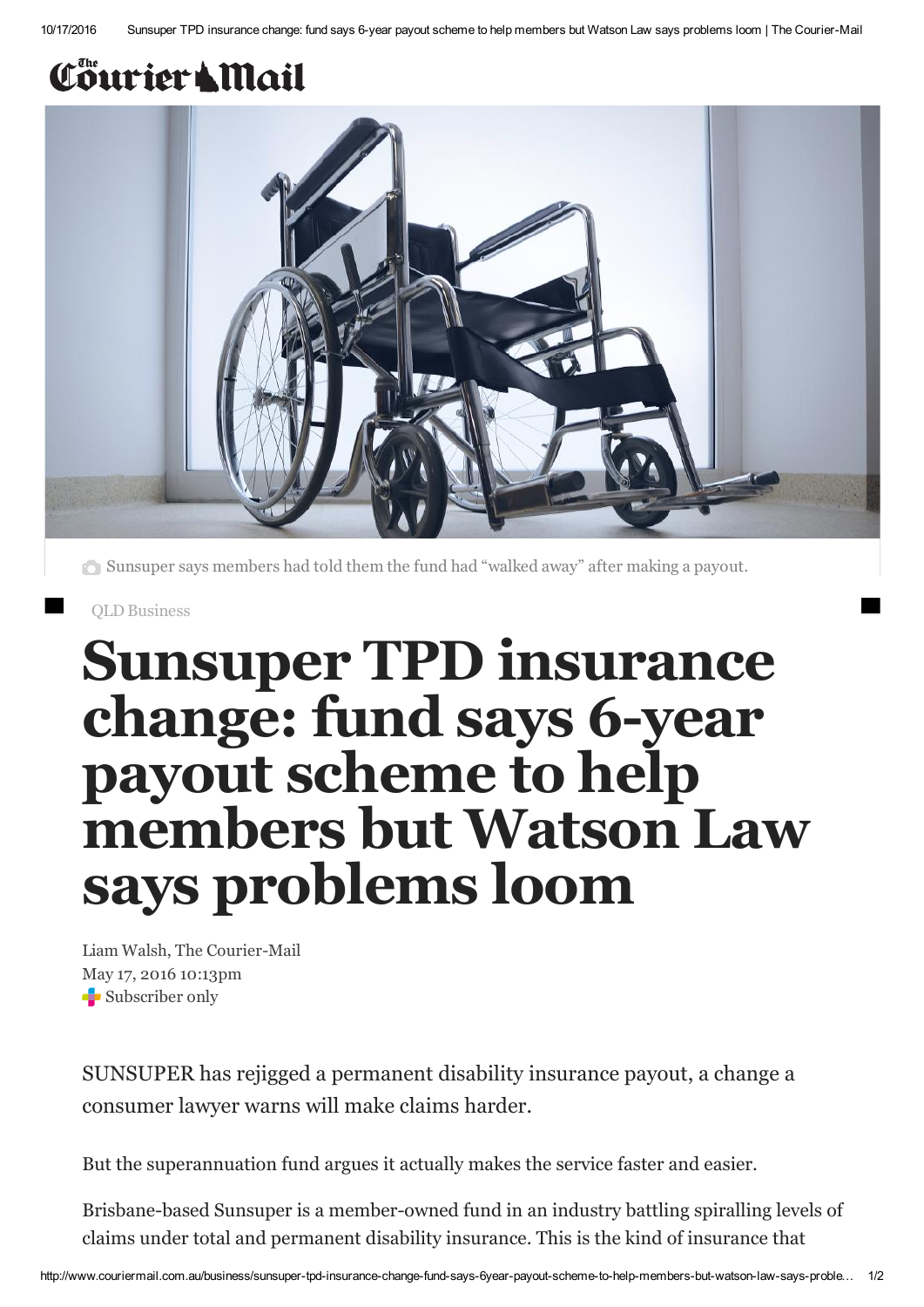The Courier-Mail

Sunsuper says members had told them the fund had "walked away" after making a payout.

QLD Business

# Sunsuper TPD insurance change: fund says 6-year payout scheme to help members but Watson Law says problems loom

Liam Walsh, The Courier-Mail
May 17, 2016 10:13pm
Subscriber only

SUNSUPER has rejigged a permanent disability insurance payout, a change a consumer lawyer warns will make claims harder.

But the superannuation fund argues it actually makes the service faster and easier.

Brisbane-based Sunsuper is a member-owned fund in an industry battling spiralling levels of claims under total and permanent disability insurance. This is the kind of insurance that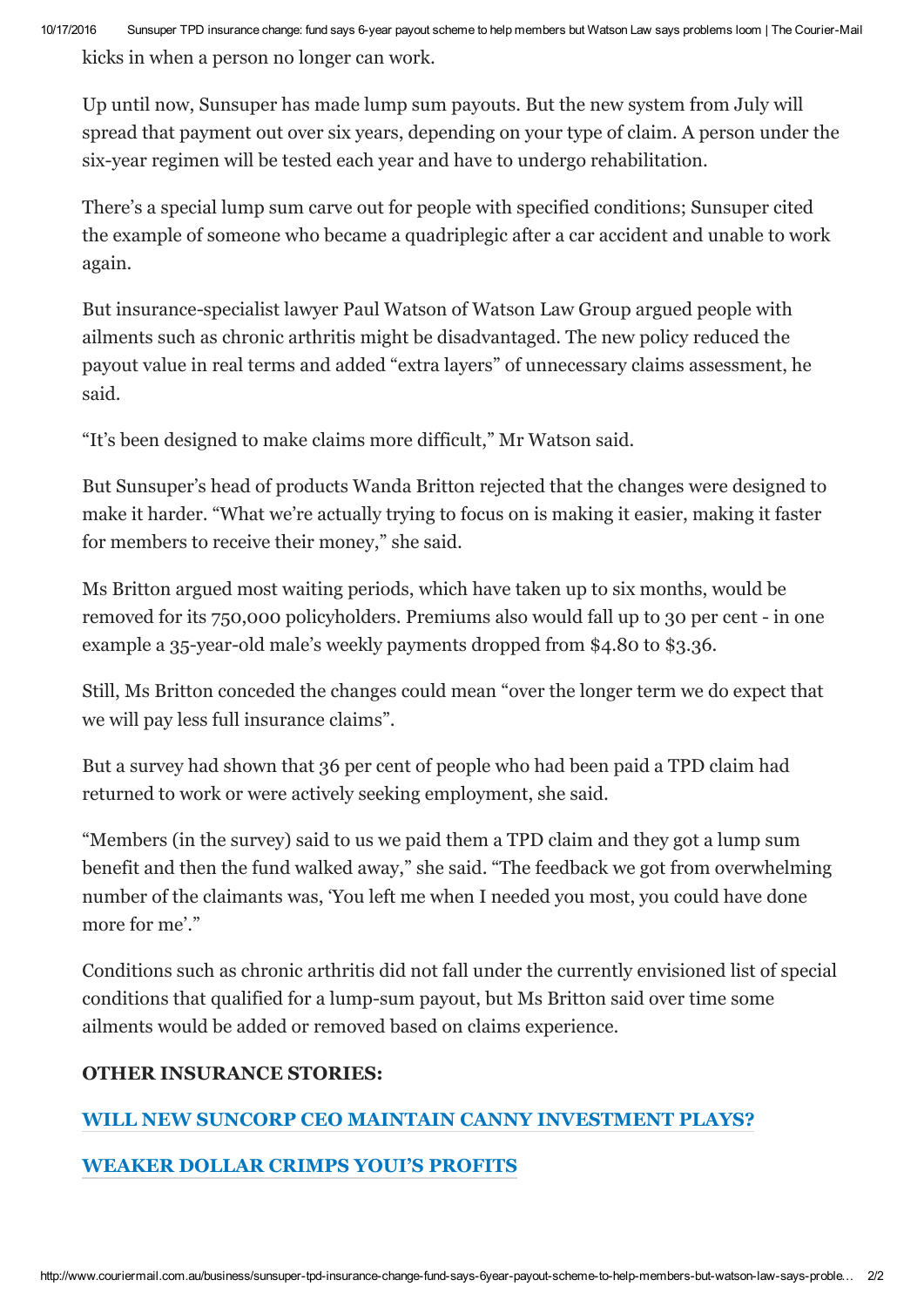kicks in when a person no longer can work.

Up until now, Sunsuper has made lump sum payouts. But the new system from July will spread that payment out over six years, depending on your type of claim. A person under the six-year regimen will be tested each year and have to undergo rehabilitation.

There's a special lump sum carve out for people with specified conditions; Sunsuper cited the example of someone who became a quadriplegic after a car accident and unable to work again.

But insurance-specialist lawyer Paul Watson of Watson Law Group argued people with ailments such as chronic arthritis might be disadvantaged. The new policy reduced the payout value in real terms and added "extra layers" of unnecessary claims assessment, he said.

"It's been designed to make claims more difficult," Mr Watson said.

But Sunsuper's head of products Wanda Britton rejected that the changes were designed to make it harder. "What we're actually trying to focus on is making it easier, making it faster for members to receive their money," she said.

Ms Britton argued most waiting periods, which have taken up to six months, would be removed for its 750,000 policyholders. Premiums also would fall up to 30 per cent - in one example a 35-year-old male's weekly payments dropped from $4.80 to $3.36.

Still, Ms Britton conceded the changes could mean "over the longer term we do expect that we will pay less full insurance claims".

But a survey had shown that 36 per cent of people who had been paid a TPD claim had returned to work or were actively seeking employment, she said.

"Members (in the survey) said to us we paid them a TPD claim and they got a lump sum benefit and then the fund walked away," she said. "The feedback we got from overwhelming number of the claimants was, 'You left me when I needed you most, you could have done more for me'."

Conditions such as chronic arthritis did not fall under the currently envisioned list of special conditions that qualified for a lump-sum payout, but Ms Britton said over time some ailments would be added or removed based on claims experience.

**OTHER INSURANCE STORIES:**

**WILL NEW SUNCORP CEO MAINTAIN CANNY INVESTMENT PLAYS?**

**WEAKER DOLLAR CRIMPS YOUI'S PROFITS**